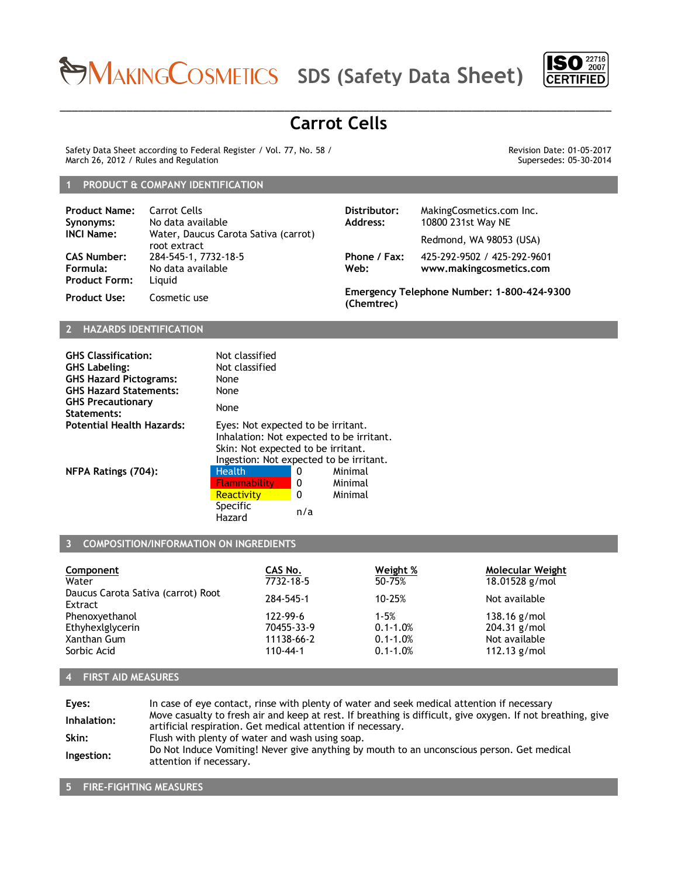MakingCosmetics SDS (Safety Data Sheet)

ISO 22716 2007 CERTIFIED

# Carrot Cells

Safety Data Sheet according to Federal Register / Vol. 77, No. 58 / March 26, 2012 / Rules and Regulation

Revision Date: 01-05-2017
Supersedes: 05-30-2014

## 1 PRODUCT & COMPANY IDENTIFICATION

**Product Name:** Carrot Cells
**Synonyms:** No data available
**INCI Name:** Water, Daucus Carota Sativa (carrot) root extract
**CAS Number:** 284-545-1, 7732-18-5
**Formula:** No data available
**Product Form:** Liquid
**Product Use:** Cosmetic use

**Distributor:** MakingCosmetics.com Inc.
**Address:** 10800 231st Way NE
Redmond, WA 98053 (USA)
**Phone / Fax:** 425-292-9502 / 425-292-9601
**Web:** **www.makingcosmetics.com**

**Emergency Telephone Number: 1-800-424-9300 (Chemtrec)**

## 2 HAZARDS IDENTIFICATION

**GHS Classification:** Not classified
**GHS Labeling:** Not classified
**GHS Hazard Pictograms:** None
**GHS Hazard Statements:** None
**GHS Precautionary Statements:** None
**Potential Health Hazards:**
Eyes: Not expected to be irritant.
Inhalation: Not expected to be irritant.
Skin: Not expected to be irritant.
Ingestion: Not expected to be irritant.

**NFPA Ratings (704):**

| | | |
|---|---|---|
| Health | 0 | Minimal |
| Flammability | 0 | Minimal |
| Reactivity | 0 | Minimal |
| Specific Hazard | n/a | |

## 3 COMPOSITION/INFORMATION ON INGREDIENTS

| Component | CAS No. | Weight % | Molecular Weight |
|---|---|---|---|
| Water | 7732-18-5 | 50-75% | 18.01528 g/mol |
| Daucus Carota Sativa (carrot) Root Extract | 284-545-1 | 10-25% | Not available |
| Phenoxyethanol | 122-99-6 | 1-5% | 138.16 g/mol |
| Ethyhexlglycerin | 70455-33-9 | 0.1-1.0% | 204.31 g/mol |
| Xanthan Gum | 11138-66-2 | 0.1-1.0% | Not available |
| Sorbic Acid | 110-44-1 | 0.1-1.0% | 112.13 g/mol |

## 4 FIRST AID MEASURES

**Eyes:** In case of eye contact, rinse with plenty of water and seek medical attention if necessary

**Inhalation:** Move casualty to fresh air and keep at rest. If breathing is difficult, give oxygen. If not breathing, give artificial respiration. Get medical attention if necessary.

**Skin:** Flush with plenty of water and wash using soap.

**Ingestion:** Do Not Induce Vomiting! Never give anything by mouth to an unconscious person. Get medical attention if necessary.

## 5 FIRE-FIGHTING MEASURES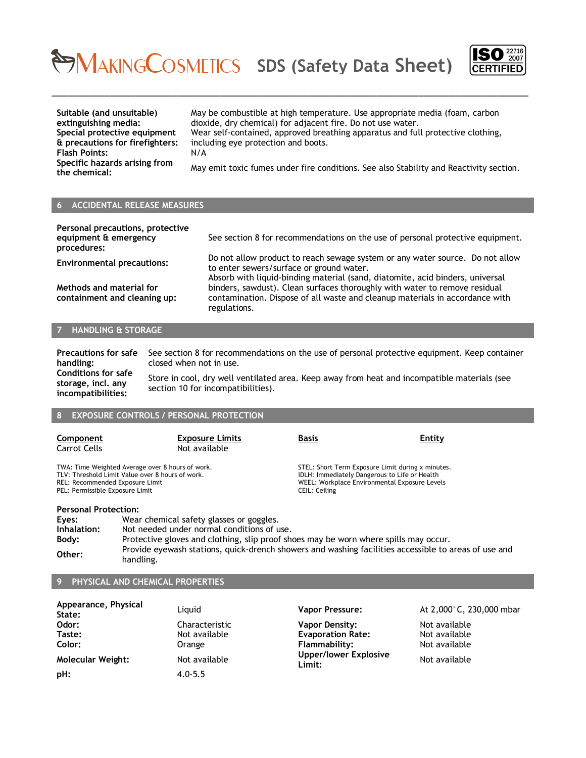| | |
|---|---|
| **Suitable (and unsuitable) extinguishing media:** | May be combustible at high temperature. Use appropriate media (foam, carbon dioxide, dry chemical) for adjacent fire. Do not use water. |
| **Special protective equipment & precautions for firefighters:** | Wear self-contained, approved breathing apparatus and full protective clothing, including eye protection and boots. |
| **Flash Points:** | N/A |
| **Specific hazards arising from the chemical:** | May emit toxic fumes under fire conditions. See also Stability and Reactivity section. |

## 6 ACCIDENTAL RELEASE MEASURES

| | |
|---|---|
| **Personal precautions, protective equipment & emergency procedures:** | See section 8 for recommendations on the use of personal protective equipment. |
| **Environmental precautions:** | Do not allow product to reach sewage system or any water source. Do not allow to enter sewers/surface or ground water. |
| **Methods and material for containment and cleaning up:** | Absorb with liquid-binding material (sand, diatomite, acid binders, universal binders, sawdust). Clean surfaces thoroughly with water to remove residual contamination. Dispose of all waste and cleanup materials in accordance with regulations. |

## 7 HANDLING & STORAGE

| | |
|---|---|
| **Precautions for safe handling:** | See section 8 for recommendations on the use of personal protective equipment. Keep container closed when not in use. |
| **Conditions for safe storage, incl. any incompatibilities:** | Store in cool, dry well ventilated area. Keep away from heat and incompatible materials (see section 10 for incompatibilities). |

## 8 EXPOSURE CONTROLS / PERSONAL PROTECTION

| Component | Exposure Limits | Basis | Entity |
|---|---|---|---|
| Carrot Cells | Not available | | |

TWA: Time Weighted Average over 8 hours of work.
TLV: Threshold Limit Value over 8 hours of work.
REL: Recommended Exposure Limit
PEL: Permissible Exposure Limit

STEL: Short Term Exposure Limit during x minutes.
IDLH: Immediately Dangerous to Life or Health
WEEL: Workplace Environmental Exposure Levels
CEIL: Ceiling

**Personal Protection:**

| | |
|---|---|
| **Eyes:** | Wear chemical safety glasses or goggles. |
| **Inhalation:** | Not needed under normal conditions of use. |
| **Body:** | Protective gloves and clothing, slip proof shoes may be worn where spills may occur. |
| **Other:** | Provide eyewash stations, quick-drench showers and washing facilities accessible to areas of use and handling. |

## 9 PHYSICAL AND CHEMICAL PROPERTIES

| | | | |
|---|---|---|---|
| **Appearance, Physical State:** | Liquid | **Vapor Pressure:** | At 2,000°C, 230,000 mbar |
| **Odor:** | Characteristic | **Vapor Density:** | Not available |
| **Taste:** | Not available | **Evaporation Rate:** | Not available |
| **Color:** | Orange | **Flammability:** | Not available |
| **Molecular Weight:** | Not available | **Upper/lower Explosive Limit:** | Not available |
| **pH:** | 4.0-5.5 | | |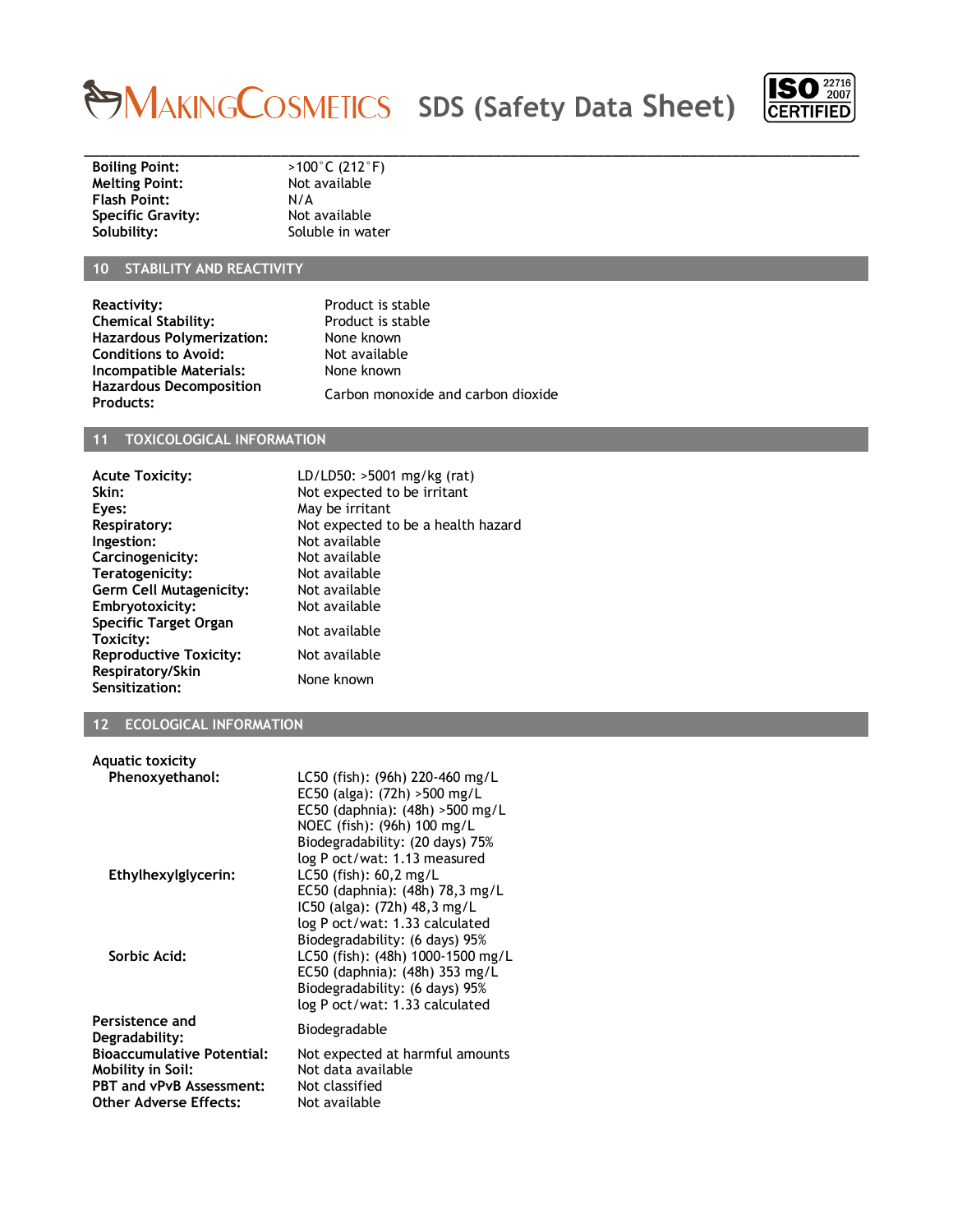| | |
|---|---|
| **Boiling Point:** | >100˚C (212˚F) |
| **Melting Point:** | Not available |
| **Flash Point:** | N/A |
| **Specific Gravity:** | Not available |
| **Solubility:** | Soluble in water |

## 10 STABILITY AND REACTIVITY

| | |
|---|---|
| **Reactivity:** | Product is stable |
| **Chemical Stability:** | Product is stable |
| **Hazardous Polymerization:** | None known |
| **Conditions to Avoid:** | Not available |
| **Incompatible Materials:** | None known |
| **Hazardous Decomposition Products:** | Carbon monoxide and carbon dioxide |

## 11 TOXICOLOGICAL INFORMATION

| | |
|---|---|
| **Acute Toxicity:** | LD/LD50: >5001 mg/kg (rat) |
| **Skin:** | Not expected to be irritant |
| **Eyes:** | May be irritant |
| **Respiratory:** | Not expected to be a health hazard |
| **Ingestion:** | Not available |
| **Carcinogenicity:** | Not available |
| **Teratogenicity:** | Not available |
| **Germ Cell Mutagenicity:** | Not available |
| **Embryotoxicity:** | Not available |
| **Specific Target Organ Toxicity:** | Not available |
| **Reproductive Toxicity:** | Not available |
| **Respiratory/Skin Sensitization:** | None known |

## 12 ECOLOGICAL INFORMATION

**Aquatic toxicity**

| | |
|---|---|
| **Phenoxyethanol:** | LC50 (fish): (96h) 220-460 mg/L |
| | EC50 (alga): (72h) >500 mg/L |
| | EC50 (daphnia): (48h) >500 mg/L |
| | NOEC (fish): (96h) 100 mg/L |
| | Biodegradability: (20 days) 75% |
| | log P oct/wat: 1.13 measured |
| **Ethylhexylglycerin:** | LC50 (fish): 60,2 mg/L |
| | EC50 (daphnia): (48h) 78,3 mg/L |
| | IC50 (alga): (72h) 48,3 mg/L |
| | log P oct/wat: 1.33 calculated |
| | Biodegradability: (6 days) 95% |
| **Sorbic Acid:** | LC50 (fish): (48h) 1000-1500 mg/L |
| | EC50 (daphnia): (48h) 353 mg/L |
| | Biodegradability: (6 days) 95% |
| | log P oct/wat: 1.33 calculated |

| | |
|---|---|
| **Persistence and Degradability:** | Biodegradable |
| **Bioaccumulative Potential:** | Not expected at harmful amounts |
| **Mobility in Soil:** | Not data available |
| **PBT and vPvB Assessment:** | Not classified |
| **Other Adverse Effects:** | Not available |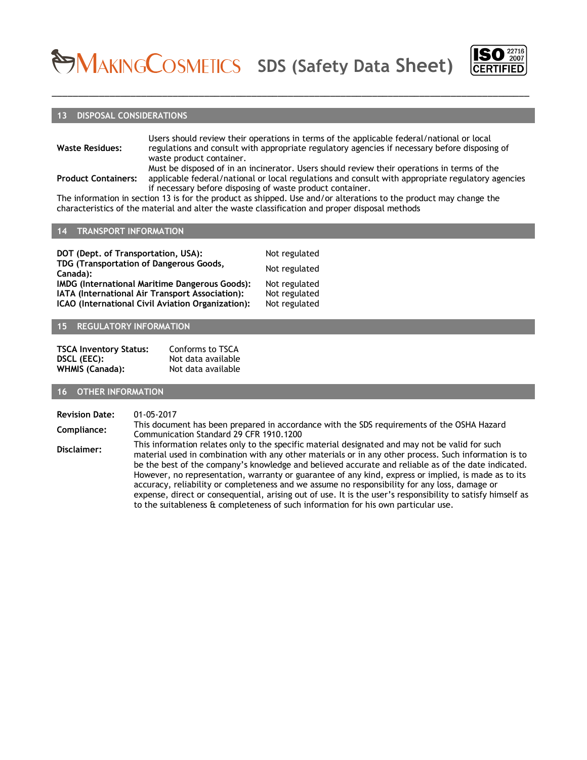## 13 DISPOSAL CONSIDERATIONS

| | |
|---|---|
| **Waste Residues:** | Users should review their operations in terms of the applicable federal/national or local regulations and consult with appropriate regulatory agencies if necessary before disposing of waste product container. |
| **Product Containers:** | Must be disposed of in an incinerator. Users should review their operations in terms of the applicable federal/national or local regulations and consult with appropriate regulatory agencies if necessary before disposing of waste product container. |

The information in section 13 is for the product as shipped. Use and/or alterations to the product may change the characteristics of the material and alter the waste classification and proper disposal methods

## 14 TRANSPORT INFORMATION

| | |
|---|---|
| **DOT (Dept. of Transportation, USA):** | Not regulated |
| **TDG (Transportation of Dangerous Goods, Canada):** | Not regulated |
| **IMDG (International Maritime Dangerous Goods):** | Not regulated |
| **IATA (International Air Transport Association):** | Not regulated |
| **ICAO (International Civil Aviation Organization):** | Not regulated |

## 15 REGULATORY INFORMATION

| | |
|---|---|
| **TSCA Inventory Status:** | Conforms to TSCA |
| **DSCL (EEC):** | Not data available |
| **WHMIS (Canada):** | Not data available |

## 16 OTHER INFORMATION

| | |
|---|---|
| **Revision Date:** | 01-05-2017 |
| **Compliance:** | This document has been prepared in accordance with the SDS requirements of the OSHA Hazard Communication Standard 29 CFR 1910.1200 |
| **Disclaimer:** | This information relates only to the specific material designated and may not be valid for such material used in combination with any other materials or in any other process. Such information is to be the best of the company's knowledge and believed accurate and reliable as of the date indicated. However, no representation, warranty or guarantee of any kind, express or implied, is made as to its accuracy, reliability or completeness and we assume no responsibility for any loss, damage or expense, direct or consequential, arising out of use. It is the user's responsibility to satisfy himself as to the suitableness & completeness of such information for his own particular use. |